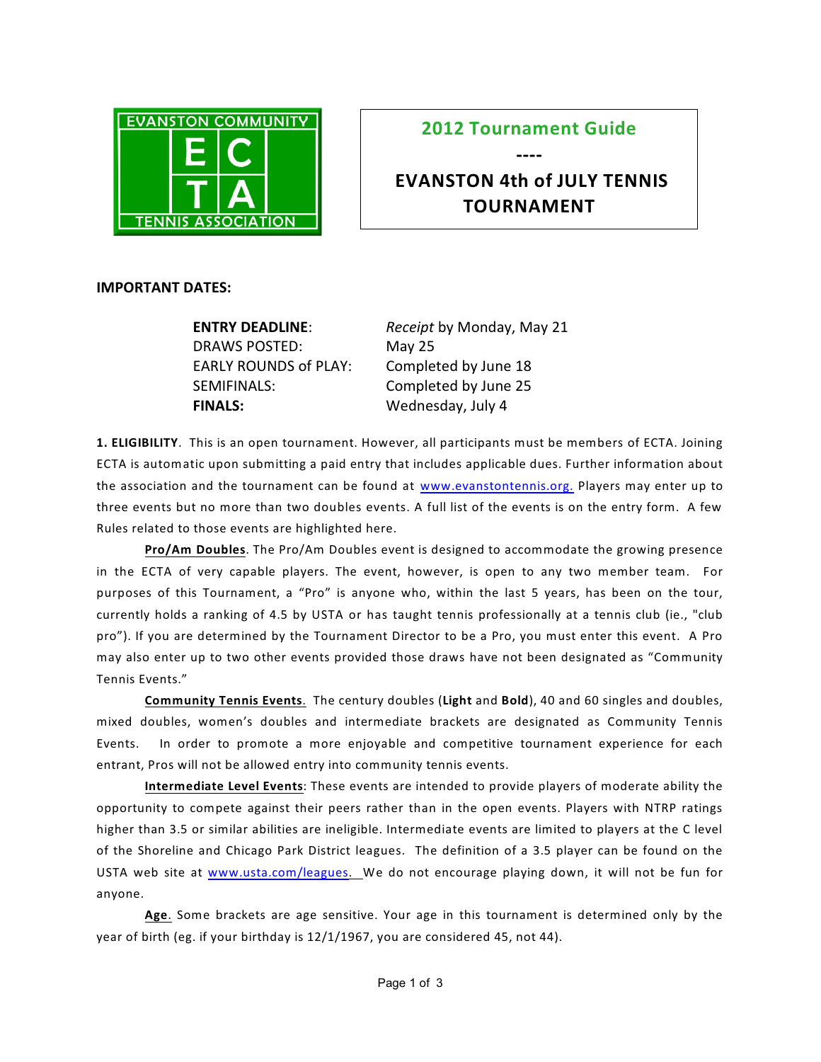EVANSTON COMMUNITY
E C
T A
TENNIS ASSOCIATION

# 2012 Tournament Guide

----

# EVANSTON 4th of JULY TENNIS TOURNAMENT

## IMPORTANT DATES:

| | |
|---|---|
| **ENTRY DEADLINE**: | *Receipt* by Monday, May 21 |
| DRAWS POSTED: | May 25 |
| EARLY ROUNDS of PLAY: | Completed by June 18 |
| SEMIFINALS: | Completed by June 25 |
| **FINALS:** | Wednesday, July 4 |

**1. ELIGIBILITY**. This is an open tournament. However, all participants must be members of ECTA. Joining ECTA is automatic upon submitting a paid entry that includes applicable dues. Further information about the association and the tournament can be found at www.evanstontennis.org. Players may enter up to three events but no more than two doubles events. A full list of the events is on the entry form. A few Rules related to those events are highlighted here.

**Pro/Am Doubles**. The Pro/Am Doubles event is designed to accommodate the growing presence in the ECTA of very capable players. The event, however, is open to any two member team. For purposes of this Tournament, a "Pro" is anyone who, within the last 5 years, has been on the tour, currently holds a ranking of 4.5 by USTA or has taught tennis professionally at a tennis club (ie., "club pro"). If you are determined by the Tournament Director to be a Pro, you must enter this event. A Pro may also enter up to two other events provided those draws have not been designated as "Community Tennis Events."

**Community Tennis Events**. The century doubles (**Light** and **Bold**), 40 and 60 singles and doubles, mixed doubles, women's doubles and intermediate brackets are designated as Community Tennis Events. In order to promote a more enjoyable and competitive tournament experience for each entrant, Pros will not be allowed entry into community tennis events.

**Intermediate Level Events**: These events are intended to provide players of moderate ability the opportunity to compete against their peers rather than in the open events. Players with NTRP ratings higher than 3.5 or similar abilities are ineligible. Intermediate events are limited to players at the C level of the Shoreline and Chicago Park District leagues. The definition of a 3.5 player can be found on the USTA web site at www.usta.com/leagues. We do not encourage playing down, it will not be fun for anyone.

**Age**. Some brackets are age sensitive. Your age in this tournament is determined only by the year of birth (eg. if your birthday is 12/1/1967, you are considered 45, not 44).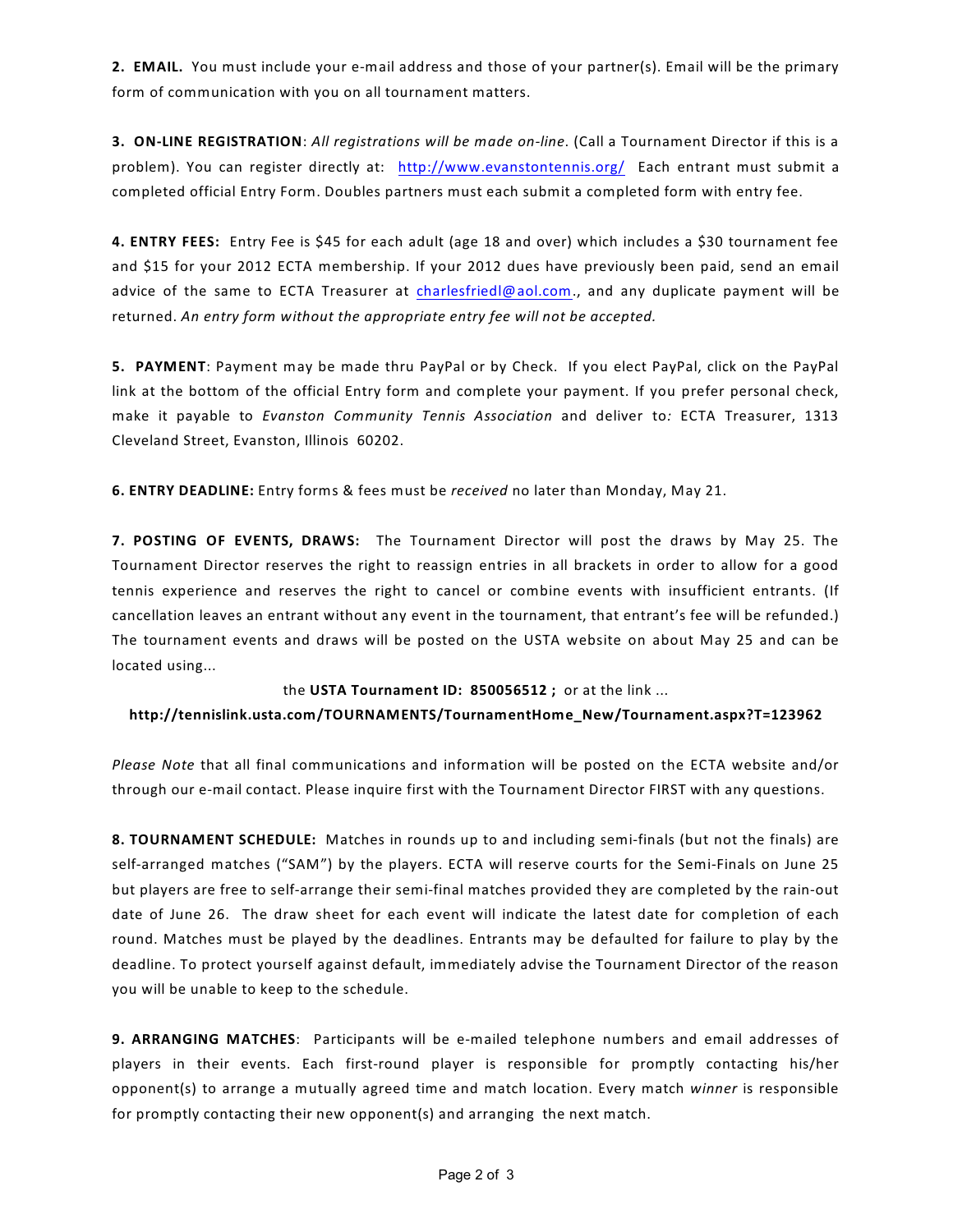**2. EMAIL.** You must include your e-mail address and those of your partner(s). Email will be the primary form of communication with you on all tournament matters.

**3. ON-LINE REGISTRATION**: *All registrations will be made on-line*. (Call a Tournament Director if this is a problem). You can register directly at: http://www.evanstontennis.org/ Each entrant must submit a completed official Entry Form. Doubles partners must each submit a completed form with entry fee.

**4. ENTRY FEES:** Entry Fee is $45 for each adult (age 18 and over) which includes a $30 tournament fee and $15 for your 2012 ECTA membership. If your 2012 dues have previously been paid, send an email advice of the same to ECTA Treasurer at charlesfriedl@aol.com., and any duplicate payment will be returned. *An entry form without the appropriate entry fee will not be accepted.*

**5. PAYMENT**: Payment may be made thru PayPal or by Check. If you elect PayPal, click on the PayPal link at the bottom of the official Entry form and complete your payment. If you prefer personal check, make it payable to *Evanston Community Tennis Association* and deliver to*:* ECTA Treasurer, 1313 Cleveland Street, Evanston, Illinois 60202.

**6. ENTRY DEADLINE:** Entry forms & fees must be *received* no later than Monday, May 21.

**7. POSTING OF EVENTS, DRAWS:** The Tournament Director will post the draws by May 25. The Tournament Director reserves the right to reassign entries in all brackets in order to allow for a good tennis experience and reserves the right to cancel or combine events with insufficient entrants. (If cancellation leaves an entrant without any event in the tournament, that entrant's fee will be refunded.) The tournament events and draws will be posted on the USTA website on about May 25 and can be located using...

the **USTA Tournament ID: 850056512 ;** or at the link ...

**http://tennislink.usta.com/TOURNAMENTS/TournamentHome_New/Tournament.aspx?T=123962**

*Please Note* that all final communications and information will be posted on the ECTA website and/or through our e-mail contact. Please inquire first with the Tournament Director FIRST with any questions.

**8. TOURNAMENT SCHEDULE:** Matches in rounds up to and including semi-finals (but not the finals) are self-arranged matches ("SAM") by the players. ECTA will reserve courts for the Semi-Finals on June 25 but players are free to self-arrange their semi-final matches provided they are completed by the rain-out date of June 26. The draw sheet for each event will indicate the latest date for completion of each round. Matches must be played by the deadlines. Entrants may be defaulted for failure to play by the deadline. To protect yourself against default, immediately advise the Tournament Director of the reason you will be unable to keep to the schedule.

**9. ARRANGING MATCHES**: Participants will be e-mailed telephone numbers and email addresses of players in their events. Each first-round player is responsible for promptly contacting his/her opponent(s) to arrange a mutually agreed time and match location. Every match *winner* is responsible for promptly contacting their new opponent(s) and arranging the next match.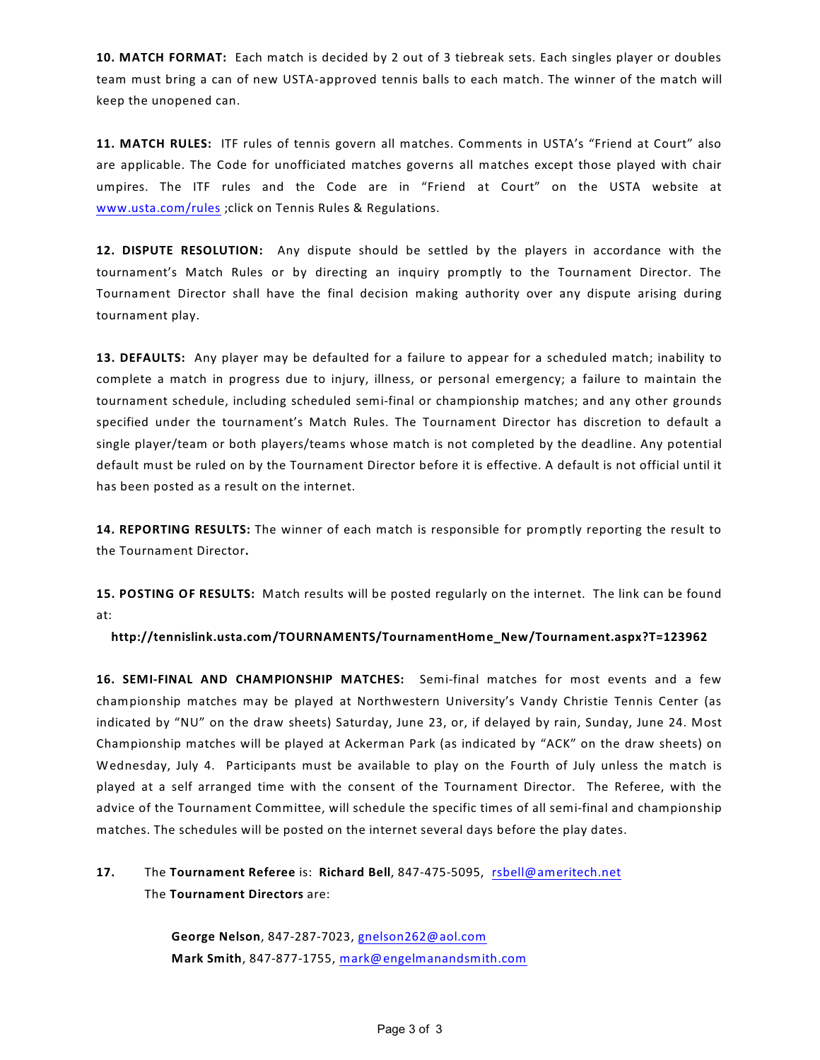**10. MATCH FORMAT:** Each match is decided by 2 out of 3 tiebreak sets. Each singles player or doubles team must bring a can of new USTA-approved tennis balls to each match. The winner of the match will keep the unopened can.

**11. MATCH RULES:** ITF rules of tennis govern all matches. Comments in USTA's "Friend at Court" also are applicable. The Code for unofficiated matches governs all matches except those played with chair umpires. The ITF rules and the Code are in "Friend at Court" on the USTA website at www.usta.com/rules ;click on Tennis Rules & Regulations.

**12. DISPUTE RESOLUTION:** Any dispute should be settled by the players in accordance with the tournament's Match Rules or by directing an inquiry promptly to the Tournament Director. The Tournament Director shall have the final decision making authority over any dispute arising during tournament play.

**13. DEFAULTS:** Any player may be defaulted for a failure to appear for a scheduled match; inability to complete a match in progress due to injury, illness, or personal emergency; a failure to maintain the tournament schedule, including scheduled semi-final or championship matches; and any other grounds specified under the tournament's Match Rules. The Tournament Director has discretion to default a single player/team or both players/teams whose match is not completed by the deadline. Any potential default must be ruled on by the Tournament Director before it is effective. A default is not official until it has been posted as a result on the internet.

**14. REPORTING RESULTS:** The winner of each match is responsible for promptly reporting the result to the Tournament Director**.**

**15. POSTING OF RESULTS:** Match results will be posted regularly on the internet. The link can be found at:

**http://tennislink.usta.com/TOURNAMENTS/TournamentHome_New/Tournament.aspx?T=123962**

**16. SEMI-FINAL AND CHAMPIONSHIP MATCHES:** Semi-final matches for most events and a few championship matches may be played at Northwestern University's Vandy Christie Tennis Center (as indicated by "NU" on the draw sheets) Saturday, June 23, or, if delayed by rain, Sunday, June 24. Most Championship matches will be played at Ackerman Park (as indicated by "ACK" on the draw sheets) on Wednesday, July 4. Participants must be available to play on the Fourth of July unless the match is played at a self arranged time with the consent of the Tournament Director. The Referee, with the advice of the Tournament Committee, will schedule the specific times of all semi-final and championship matches. The schedules will be posted on the internet several days before the play dates.

**17.** The **Tournament Referee** is: **Richard Bell**, 847-475-5095, rsbell@ameritech.net
The **Tournament Directors** are:

**George Nelson**, 847-287-7023, gnelson262@aol.com
**Mark Smith**, 847-877-1755, mark@engelmanandsmith.com